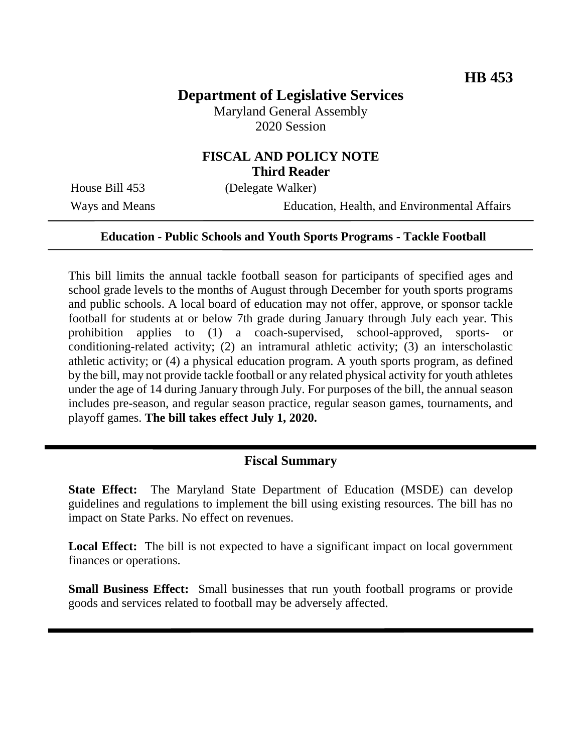**HB 453**

# Department of Legislative Services

Maryland General Assembly
2020 Session

## FISCAL AND POLICY NOTE
**Third Reader**

House Bill 453 (Delegate Walker)

Ways and Means | Education, Health, and Environmental Affairs

---

**Education - Public Schools and Youth Sports Programs - Tackle Football**

---

This bill limits the annual tackle football season for participants of specified ages and school grade levels to the months of August through December for youth sports programs and public schools. A local board of education may not offer, approve, or sponsor tackle football for students at or below 7th grade during January through July each year. This prohibition applies to (1) a coach-supervised, school-approved, sports- or conditioning-related activity; (2) an intramural athletic activity; (3) an interscholastic athletic activity; or (4) a physical education program. A youth sports program, as defined by the bill, may not provide tackle football or any related physical activity for youth athletes under the age of 14 during January through July. For purposes of the bill, the annual season includes pre-season, and regular season practice, regular season games, tournaments, and playoff games. **The bill takes effect July 1, 2020.**

---

## Fiscal Summary

**State Effect:** The Maryland State Department of Education (MSDE) can develop guidelines and regulations to implement the bill using existing resources. The bill has no impact on State Parks. No effect on revenues.

**Local Effect:** The bill is not expected to have a significant impact on local government finances or operations.

**Small Business Effect:** Small businesses that run youth football programs or provide goods and services related to football may be adversely affected.

---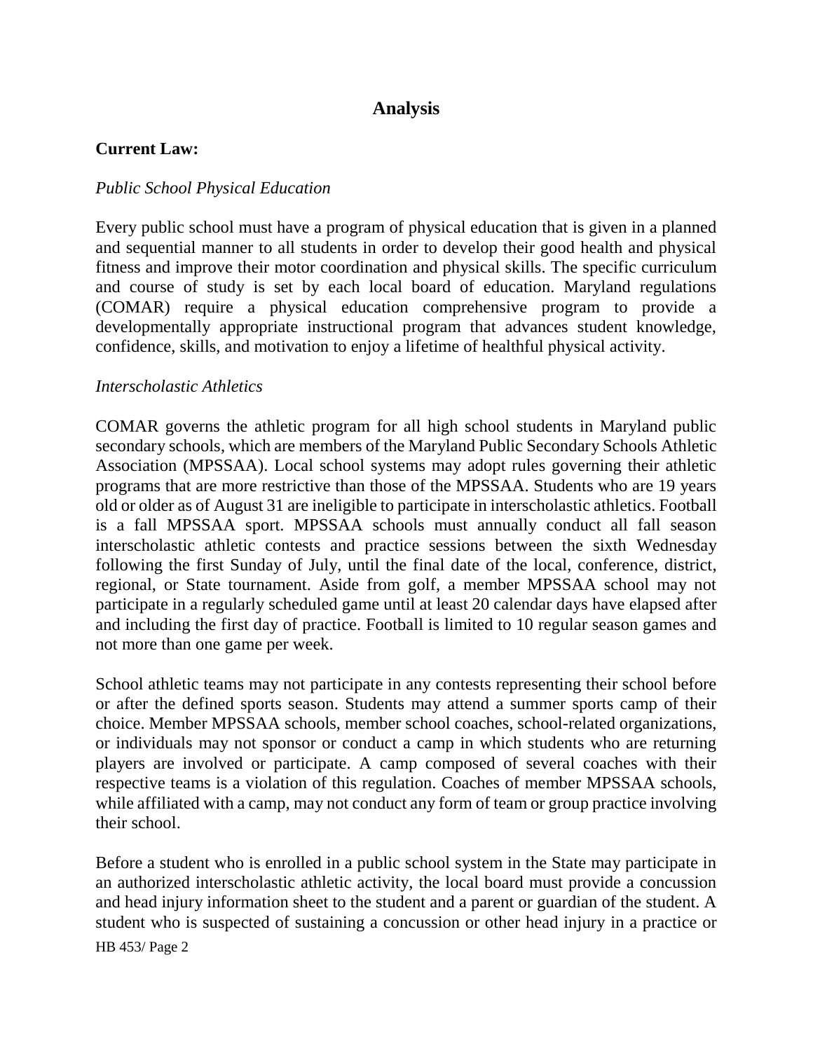## Analysis

**Current Law:**

*Public School Physical Education*

Every public school must have a program of physical education that is given in a planned and sequential manner to all students in order to develop their good health and physical fitness and improve their motor coordination and physical skills. The specific curriculum and course of study is set by each local board of education. Maryland regulations (COMAR) require a physical education comprehensive program to provide a developmentally appropriate instructional program that advances student knowledge, confidence, skills, and motivation to enjoy a lifetime of healthful physical activity.

*Interscholastic Athletics*

COMAR governs the athletic program for all high school students in Maryland public secondary schools, which are members of the Maryland Public Secondary Schools Athletic Association (MPSSAA). Local school systems may adopt rules governing their athletic programs that are more restrictive than those of the MPSSAA. Students who are 19 years old or older as of August 31 are ineligible to participate in interscholastic athletics. Football is a fall MPSSAA sport. MPSSAA schools must annually conduct all fall season interscholastic athletic contests and practice sessions between the sixth Wednesday following the first Sunday of July, until the final date of the local, conference, district, regional, or State tournament. Aside from golf, a member MPSSAA school may not participate in a regularly scheduled game until at least 20 calendar days have elapsed after and including the first day of practice. Football is limited to 10 regular season games and not more than one game per week.

School athletic teams may not participate in any contests representing their school before or after the defined sports season. Students may attend a summer sports camp of their choice. Member MPSSAA schools, member school coaches, school-related organizations, or individuals may not sponsor or conduct a camp in which students who are returning players are involved or participate. A camp composed of several coaches with their respective teams is a violation of this regulation. Coaches of member MPSSAA schools, while affiliated with a camp, may not conduct any form of team or group practice involving their school.

Before a student who is enrolled in a public school system in the State may participate in an authorized interscholastic athletic activity, the local board must provide a concussion and head injury information sheet to the student and a parent or guardian of the student. A student who is suspected of sustaining a concussion or other head injury in a practice or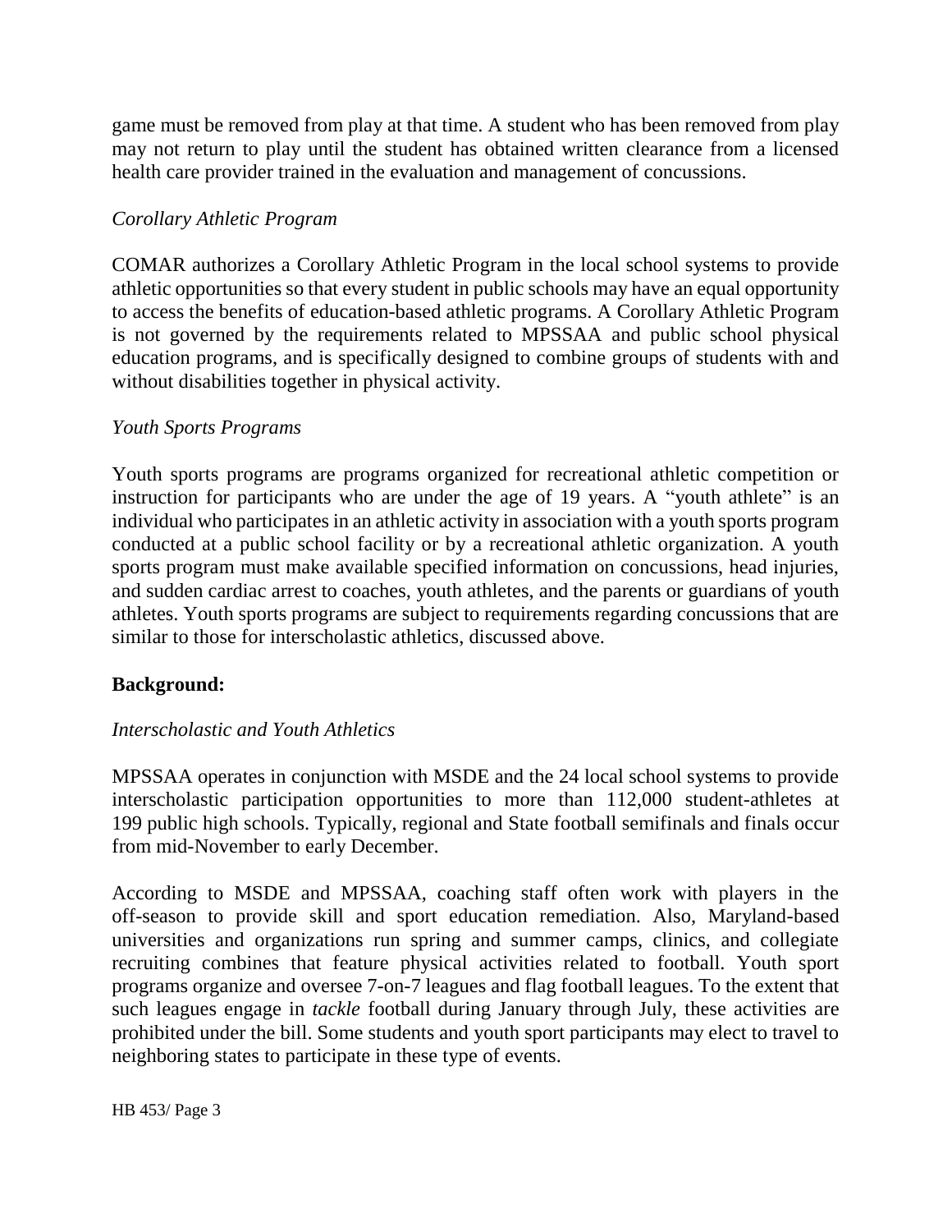game must be removed from play at that time. A student who has been removed from play may not return to play until the student has obtained written clearance from a licensed health care provider trained in the evaluation and management of concussions.

*Corollary Athletic Program*

COMAR authorizes a Corollary Athletic Program in the local school systems to provide athletic opportunities so that every student in public schools may have an equal opportunity to access the benefits of education-based athletic programs. A Corollary Athletic Program is not governed by the requirements related to MPSSAA and public school physical education programs, and is specifically designed to combine groups of students with and without disabilities together in physical activity.

*Youth Sports Programs*

Youth sports programs are programs organized for recreational athletic competition or instruction for participants who are under the age of 19 years. A "youth athlete" is an individual who participates in an athletic activity in association with a youth sports program conducted at a public school facility or by a recreational athletic organization. A youth sports program must make available specified information on concussions, head injuries, and sudden cardiac arrest to coaches, youth athletes, and the parents or guardians of youth athletes. Youth sports programs are subject to requirements regarding concussions that are similar to those for interscholastic athletics, discussed above.

**Background:**

*Interscholastic and Youth Athletics*

MPSSAA operates in conjunction with MSDE and the 24 local school systems to provide interscholastic participation opportunities to more than 112,000 student-athletes at 199 public high schools. Typically, regional and State football semifinals and finals occur from mid-November to early December.

According to MSDE and MPSSAA, coaching staff often work with players in the off-season to provide skill and sport education remediation. Also, Maryland-based universities and organizations run spring and summer camps, clinics, and collegiate recruiting combines that feature physical activities related to football. Youth sport programs organize and oversee 7-on-7 leagues and flag football leagues. To the extent that such leagues engage in *tackle* football during January through July, these activities are prohibited under the bill. Some students and youth sport participants may elect to travel to neighboring states to participate in these type of events.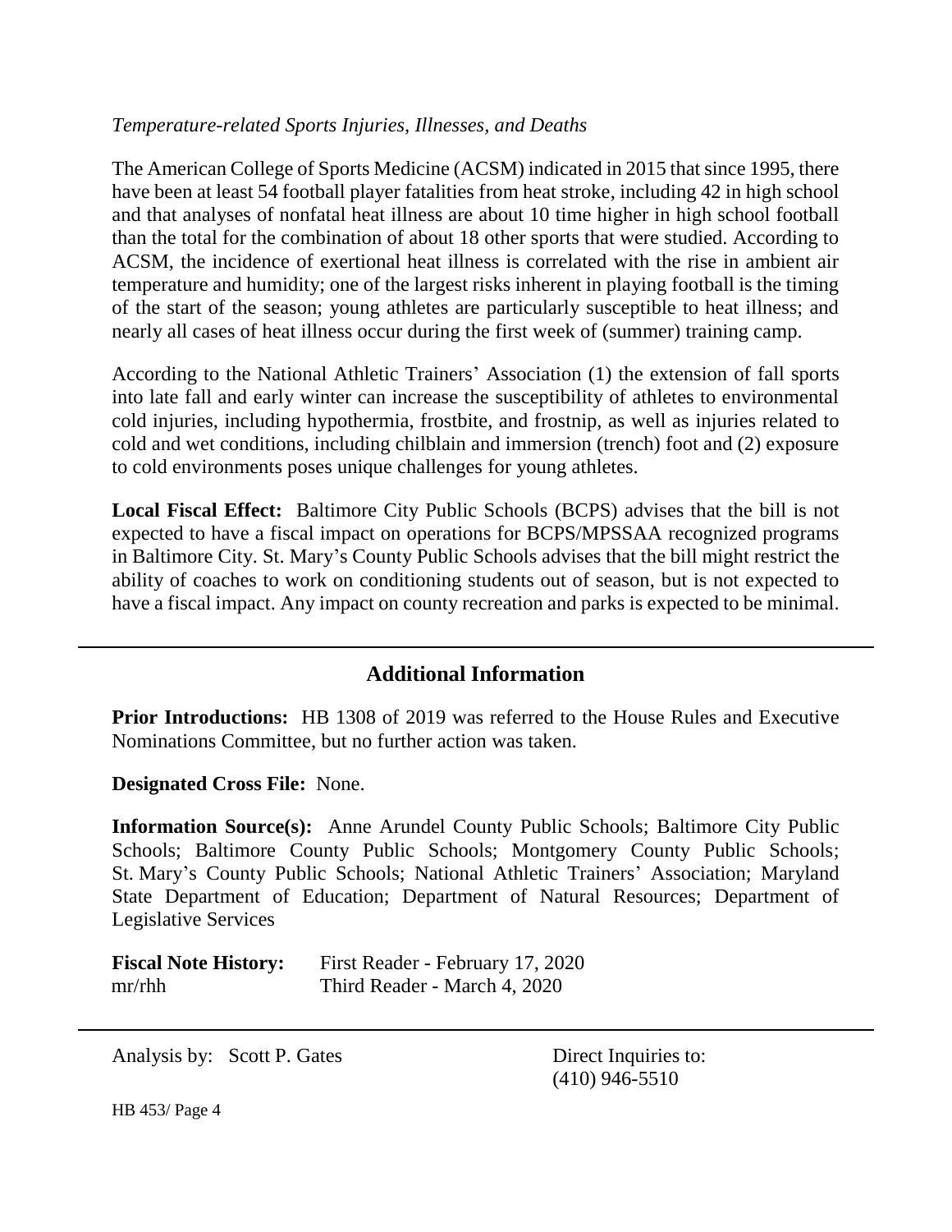*Temperature-related Sports Injuries, Illnesses, and Deaths*

The American College of Sports Medicine (ACSM) indicated in 2015 that since 1995, there have been at least 54 football player fatalities from heat stroke, including 42 in high school and that analyses of nonfatal heat illness are about 10 time higher in high school football than the total for the combination of about 18 other sports that were studied. According to ACSM, the incidence of exertional heat illness is correlated with the rise in ambient air temperature and humidity; one of the largest risks inherent in playing football is the timing of the start of the season; young athletes are particularly susceptible to heat illness; and nearly all cases of heat illness occur during the first week of (summer) training camp.

According to the National Athletic Trainers' Association (1) the extension of fall sports into late fall and early winter can increase the susceptibility of athletes to environmental cold injuries, including hypothermia, frostbite, and frostnip, as well as injuries related to cold and wet conditions, including chilblain and immersion (trench) foot and (2) exposure to cold environments poses unique challenges for young athletes.

**Local Fiscal Effect:** Baltimore City Public Schools (BCPS) advises that the bill is not expected to have a fiscal impact on operations for BCPS/MPSSAA recognized programs in Baltimore City. St. Mary's County Public Schools advises that the bill might restrict the ability of coaches to work on conditioning students out of season, but is not expected to have a fiscal impact. Any impact on county recreation and parks is expected to be minimal.

---

## Additional Information

**Prior Introductions:** HB 1308 of 2019 was referred to the House Rules and Executive Nominations Committee, but no further action was taken.

**Designated Cross File:** None.

**Information Source(s):** Anne Arundel County Public Schools; Baltimore City Public Schools; Baltimore County Public Schools; Montgomery County Public Schools; St. Mary's County Public Schools; National Athletic Trainers' Association; Maryland State Department of Education; Department of Natural Resources; Department of Legislative Services

**Fiscal Note History:** First Reader - February 17, 2020
mr/rhh Third Reader - March 4, 2020

---

Analysis by: Scott P. Gates

Direct Inquiries to:
(410) 946-5510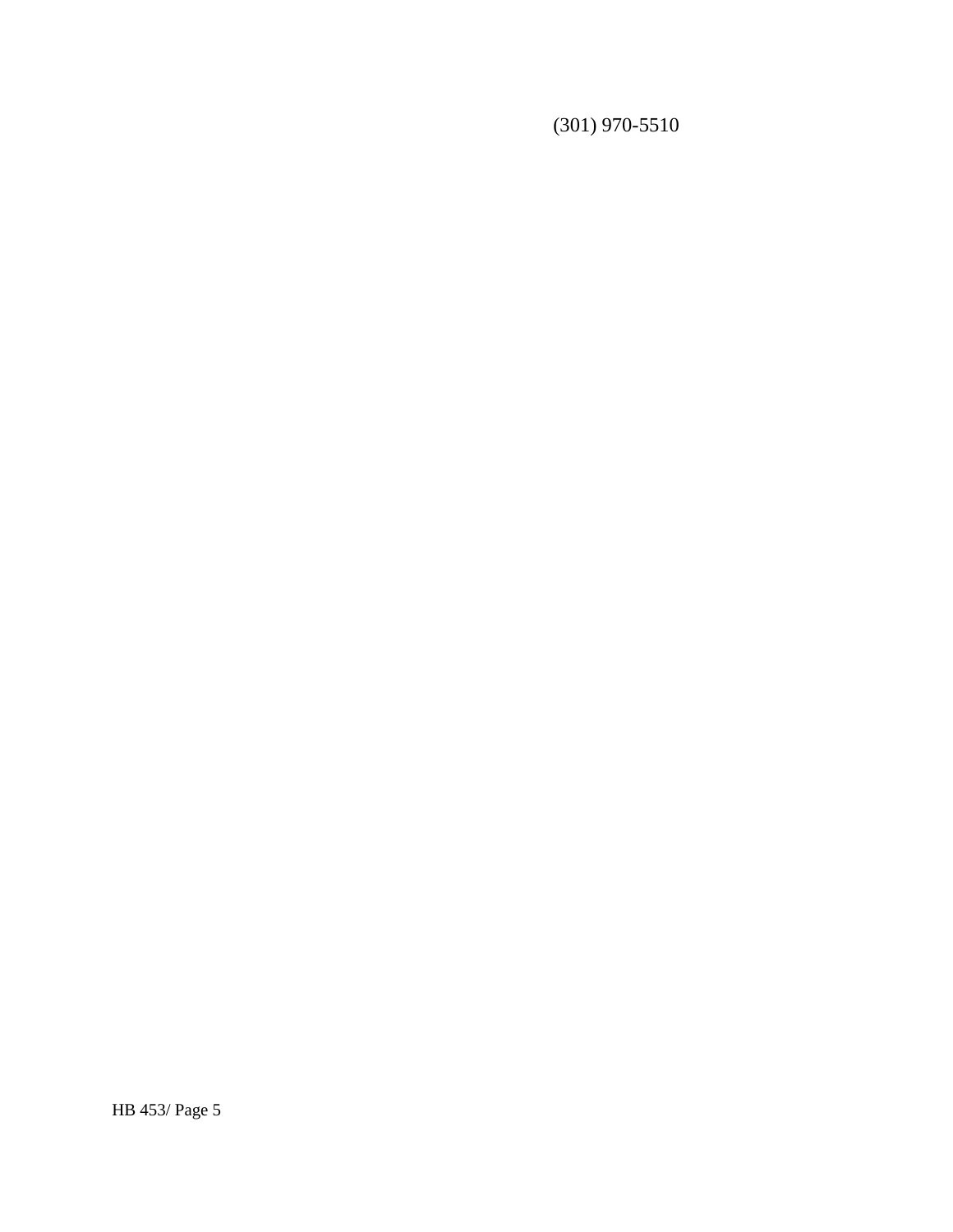(301) 970-5510